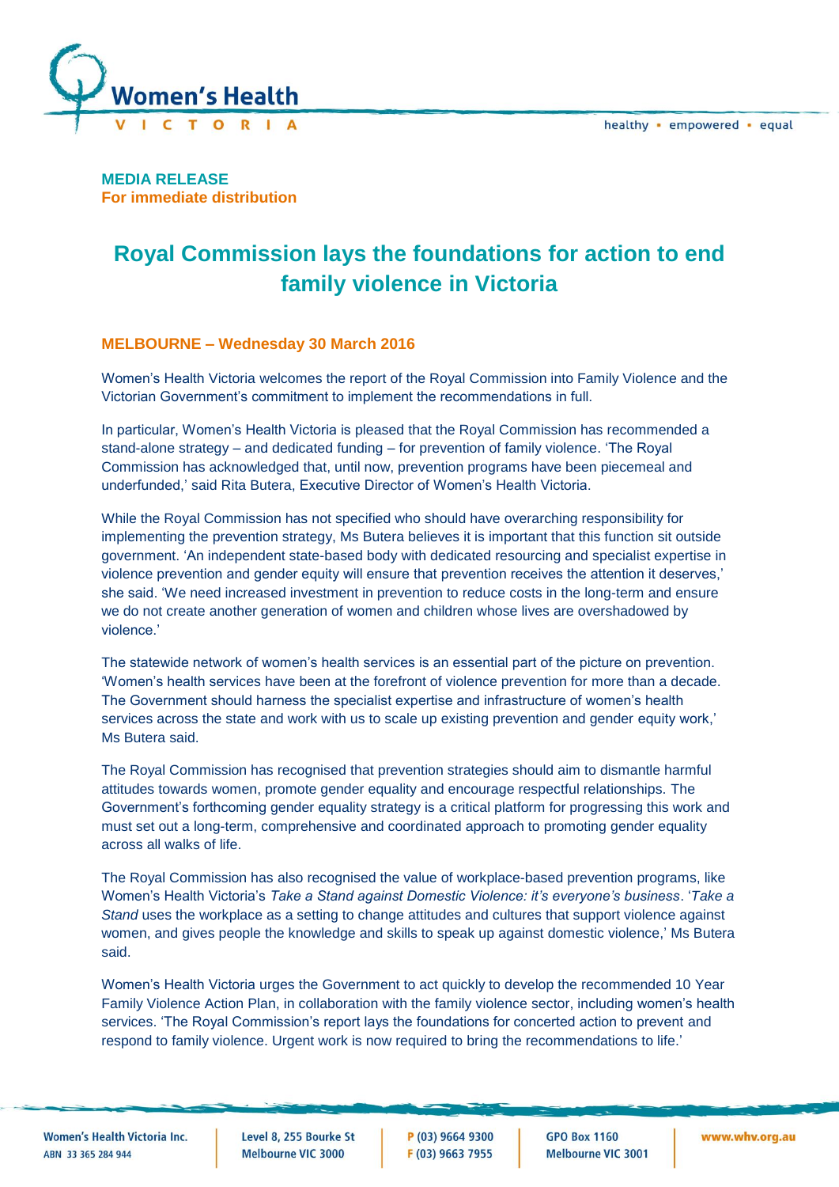**MEDIA RELEASE**
**For immediate distribution**

# Royal Commission lays the foundations for action to end family violence in Victoria

**MELBOURNE – Wednesday 30 March 2016**

Women's Health Victoria welcomes the report of the Royal Commission into Family Violence and the Victorian Government's commitment to implement the recommendations in full.

In particular, Women's Health Victoria is pleased that the Royal Commission has recommended a stand-alone strategy – and dedicated funding – for prevention of family violence. 'The Royal Commission has acknowledged that, until now, prevention programs have been piecemeal and underfunded,' said Rita Butera, Executive Director of Women's Health Victoria.

While the Royal Commission has not specified who should have overarching responsibility for implementing the prevention strategy, Ms Butera believes it is important that this function sit outside government. 'An independent state-based body with dedicated resourcing and specialist expertise in violence prevention and gender equity will ensure that prevention receives the attention it deserves,' she said. 'We need increased investment in prevention to reduce costs in the long-term and ensure we do not create another generation of women and children whose lives are overshadowed by violence.'

The statewide network of women's health services is an essential part of the picture on prevention. 'Women's health services have been at the forefront of violence prevention for more than a decade. The Government should harness the specialist expertise and infrastructure of women's health services across the state and work with us to scale up existing prevention and gender equity work,' Ms Butera said.

The Royal Commission has recognised that prevention strategies should aim to dismantle harmful attitudes towards women, promote gender equality and encourage respectful relationships. The Government's forthcoming gender equality strategy is a critical platform for progressing this work and must set out a long-term, comprehensive and coordinated approach to promoting gender equality across all walks of life.

The Royal Commission has also recognised the value of workplace-based prevention programs, like Women's Health Victoria's *Take a Stand against Domestic Violence: it's everyone's business*. '*Take a Stand* uses the workplace as a setting to change attitudes and cultures that support violence against women, and gives people the knowledge and skills to speak up against domestic violence,' Ms Butera said.

Women's Health Victoria urges the Government to act quickly to develop the recommended 10 Year Family Violence Action Plan, in collaboration with the family violence sector, including women's health services. 'The Royal Commission's report lays the foundations for concerted action to prevent and respond to family violence. Urgent work is now required to bring the recommendations to life.'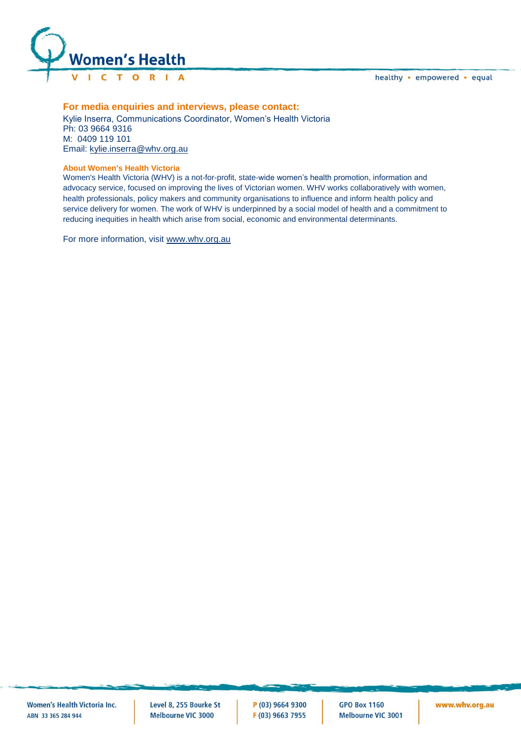**For media enquiries and interviews, please contact:**

Kylie Inserra, Communications Coordinator, Women's Health Victoria
Ph: 03 9664 9316
M: 0409 119 101
Email: kylie.inserra@whv.org.au

**About Women's Health Victoria**

Women's Health Victoria (WHV) is a not-for-profit, state-wide women's health promotion, information and advocacy service, focused on improving the lives of Victorian women. WHV works collaboratively with women, health professionals, policy makers and community organisations to influence and inform health policy and service delivery for women. The work of WHV is underpinned by a social model of health and a commitment to reducing inequities in health which arise from social, economic and environmental determinants.

For more information, visit www.whv.org.au